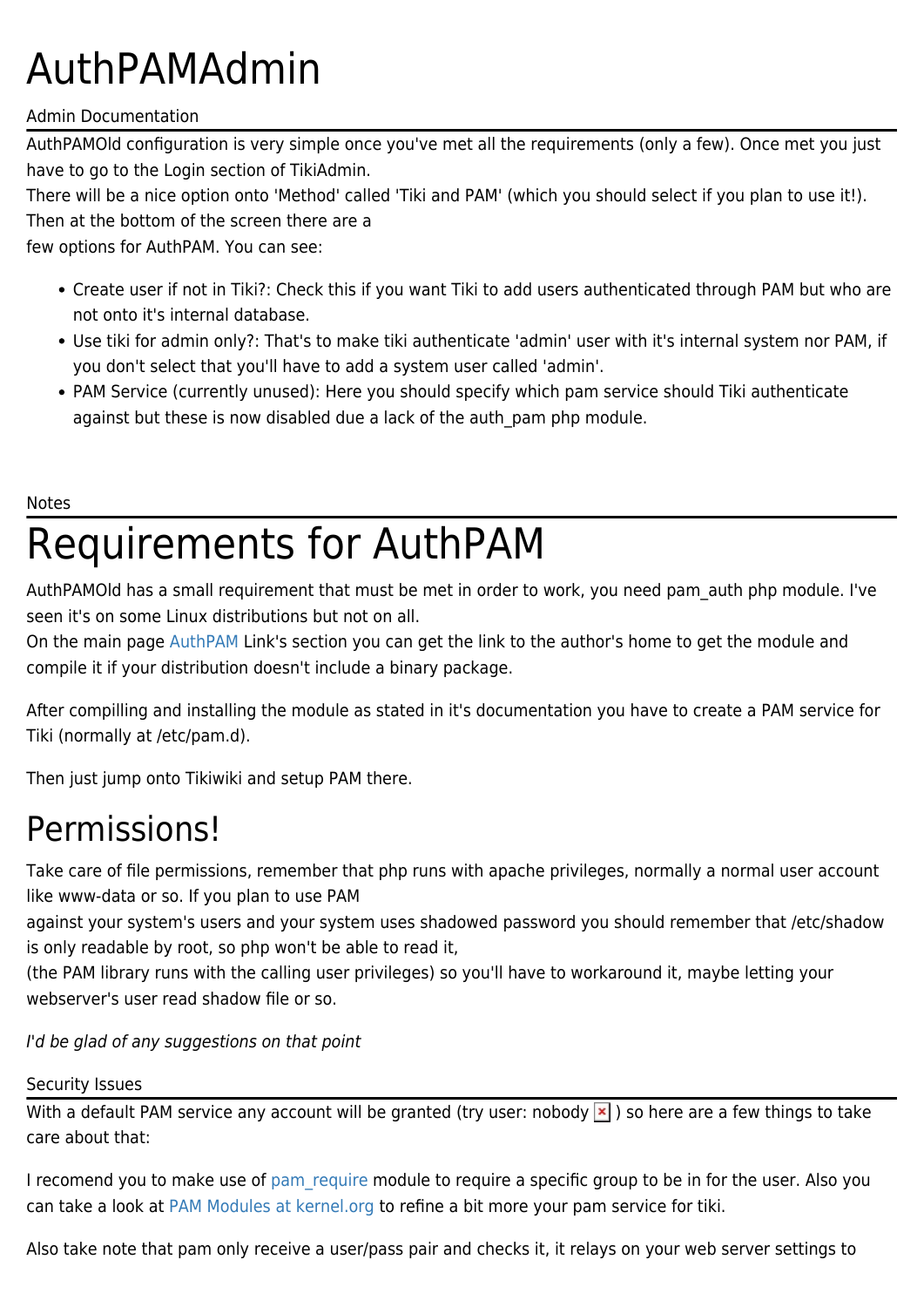# AuthPAMAdmin

Admin Documentation

AuthPAMOld configuration is very simple once you've met all the requirements (only a few). Once met you just have to go to the Login section of TikiAdmin.
There will be a nice option onto 'Method' called 'Tiki and PAM' (which you should select if you plan to use it!). Then at the bottom of the screen there are a
few options for AuthPAM. You can see:

- Create user if not in Tiki?: Check this if you want Tiki to add users authenticated through PAM but who are not onto it's internal database.
- Use tiki for admin only?: That's to make tiki authenticate 'admin' user with it's internal system nor PAM, if you don't select that you'll have to add a system user called 'admin'.
- PAM Service (currently unused): Here you should specify which pam service should Tiki authenticate against but these is now disabled due a lack of the auth_pam php module.

Notes

# Requirements for AuthPAM

AuthPAMOld has a small requirement that must be met in order to work, you need pam_auth php module. I've seen it's on some Linux distributions but not on all.
On the main page AuthPAM Link's section you can get the link to the author's home to get the module and compile it if your distribution doesn't include a binary package.

After compilling and installing the module as stated in it's documentation you have to create a PAM service for Tiki (normally at /etc/pam.d).

Then just jump onto Tikiwiki and setup PAM there.

# Permissions!

Take care of file permissions, remember that php runs with apache privileges, normally a normal user account like www-data or so. If you plan to use PAM
against your system's users and your system uses shadowed password you should remember that /etc/shadow is only readable by root, so php won't be able to read it,
(the PAM library runs with the calling user privileges) so you'll have to workaround it, maybe letting your webserver's user read shadow file or so.

*I'd be glad of any suggestions on that point*

Security Issues

With a default PAM service any account will be granted (try user: nobody ) so here are a few things to take care about that:

I recomend you to make use of pam_require module to require a specific group to be in for the user. Also you can take a look at PAM Modules at kernel.org to refine a bit more your pam service for tiki.

Also take note that pam only receive a user/pass pair and checks it, it relays on your web server settings to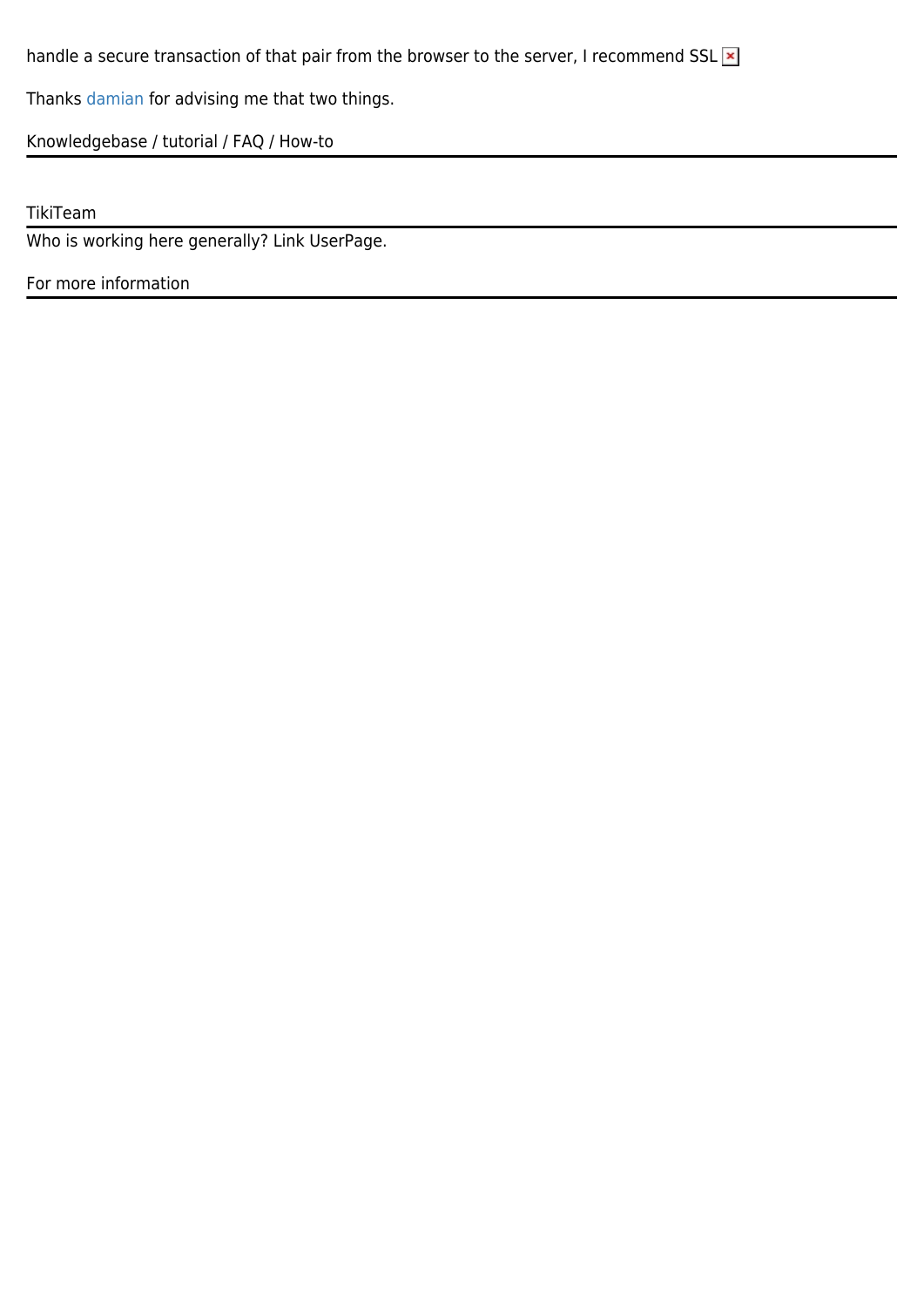handle a secure transaction of that pair from the browser to the server, I recommend SSL

Thanks damian for advising me that two things.

## Knowledgebase / tutorial / FAQ / How-to

## TikiTeam

Who is working here generally? Link UserPage.

## For more information